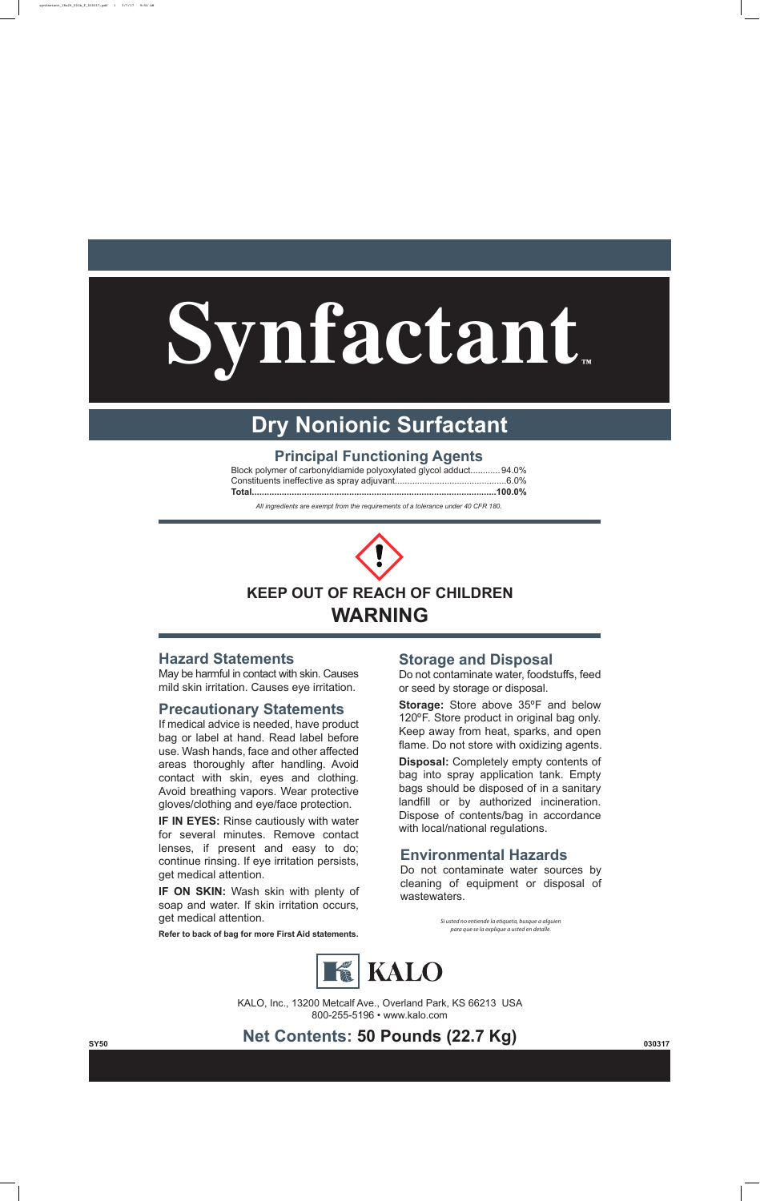# Synfactant™

## Dry Nonionic Surfactant

### Principal Functioning Agents

| | |
|---|---|
| Block polymer of carbonyldiamide polyoxylated glycol adduct | 94.0% |
| Constituents ineffective as spray adjuvant | 6.0% |
| **Total** | **100.0%** |

*All ingredients are exempt from the requirements of a tolerance under 40 CFR 180.*

**KEEP OUT OF REACH OF CHILDREN**

**WARNING**

### Hazard Statements

May be harmful in contact with skin. Causes mild skin irritation. Causes eye irritation.

### Precautionary Statements

If medical advice is needed, have product bag or label at hand. Read label before use. Wash hands, face and other affected areas thoroughly after handling. Avoid contact with skin, eyes and clothing. Avoid breathing vapors. Wear protective gloves/clothing and eye/face protection.

**IF IN EYES:** Rinse cautiously with water for several minutes. Remove contact lenses, if present and easy to do; continue rinsing. If eye irritation persists, get medical attention.

**IF ON SKIN:** Wash skin with plenty of soap and water. If skin irritation occurs, get medical attention.

**Refer to back of bag for more First Aid statements.**

### Storage and Disposal

Do not contaminate water, foodstuffs, feed or seed by storage or disposal.

**Storage:** Store above 35ºF and below 120ºF. Store product in original bag only. Keep away from heat, sparks, and open flame. Do not store with oxidizing agents.

**Disposal:** Completely empty contents of bag into spray application tank. Empty bags should be disposed of in a sanitary landfill or by authorized incineration. Dispose of contents/bag in accordance with local/national regulations.

### Environmental Hazards

Do not contaminate water sources by cleaning of equipment or disposal of wastewaters.

*Si usted no entiende la etiqueta, busque a alguien para que se la explique a usted en detalle.*

KALO

KALO, Inc., 13200 Metcalf Ave., Overland Park, KS 66213 USA
800-255-5196 • www.kalo.com

SY50

**Net Contents: 50 Pounds (22.7 Kg)**

030317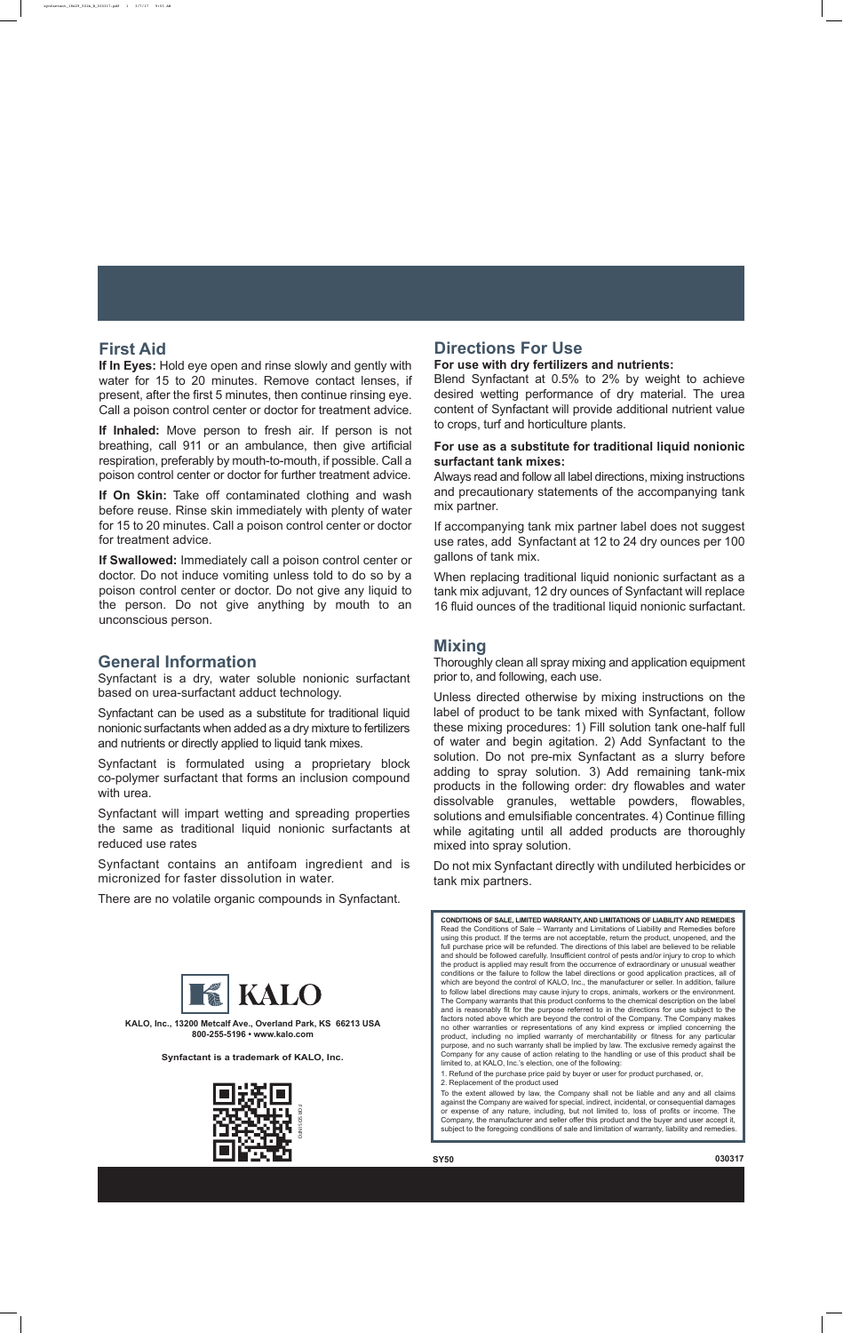## First Aid

**If In Eyes:** Hold eye open and rinse slowly and gently with water for 15 to 20 minutes. Remove contact lenses, if present, after the first 5 minutes, then continue rinsing eye. Call a poison control center or doctor for treatment advice.

**If Inhaled:** Move person to fresh air. If person is not breathing, call 911 or an ambulance, then give artificial respiration, preferably by mouth-to-mouth, if possible. Call a poison control center or doctor for further treatment advice.

**If On Skin:** Take off contaminated clothing and wash before reuse. Rinse skin immediately with plenty of water for 15 to 20 minutes. Call a poison control center or doctor for treatment advice.

**If Swallowed:** Immediately call a poison control center or doctor. Do not induce vomiting unless told to do so by a poison control center or doctor. Do not give any liquid to the person. Do not give anything by mouth to an unconscious person.

## General Information

Synfactant is a dry, water soluble nonionic surfactant based on urea-surfactant adduct technology.

Synfactant can be used as a substitute for traditional liquid nonionic surfactants when added as a dry mixture to fertilizers and nutrients or directly applied to liquid tank mixes.

Synfactant is formulated using a proprietary block co-polymer surfactant that forms an inclusion compound with urea.

Synfactant will impart wetting and spreading properties the same as traditional liquid nonionic surfactants at reduced use rates

Synfactant contains an antifoam ingredient and is micronized for faster dissolution in water.

There are no volatile organic compounds in Synfactant.

## Directions For Use

**For use with dry fertilizers and nutrients:**

Blend Synfactant at 0.5% to 2% by weight to achieve desired wetting performance of dry material. The urea content of Synfactant will provide additional nutrient value to crops, turf and horticulture plants.

**For use as a substitute for traditional liquid nonionic surfactant tank mixes:**

Always read and follow all label directions, mixing instructions and precautionary statements of the accompanying tank mix partner.

If accompanying tank mix partner label does not suggest use rates, add Synfactant at 12 to 24 dry ounces per 100 gallons of tank mix.

When replacing traditional liquid nonionic surfactant as a tank mix adjuvant, 12 dry ounces of Synfactant will replace 16 fluid ounces of the traditional liquid nonionic surfactant.

## Mixing

Thoroughly clean all spray mixing and application equipment prior to, and following, each use.

Unless directed otherwise by mixing instructions on the label of product to be tank mixed with Synfactant, follow these mixing procedures: 1) Fill solution tank one-half full of water and begin agitation. 2) Add Synfactant to the solution. Do not pre-mix Synfactant as a slurry before adding to spray solution. 3) Add remaining tank-mix products in the following order: dry flowables and water dissolvable granules, wettable powders, flowables, solutions and emulsifiable concentrates. 4) Continue filling while agitating until all added products are thoroughly mixed into spray solution.

Do not mix Synfactant directly with undiluted herbicides or tank mix partners.

**CONDITIONS OF SALE, LIMITED WARRANTY, AND LIMITATIONS OF LIABILITY AND REMEDIES**
Read the Conditions of Sale – Warranty and Limitations of Liability and Remedies before using this product. If the terms are not acceptable, return the product, unopened, and the full purchase price will be refunded. The directions of this label are believed to be reliable and should be followed carefully. Insufficient control of pests and/or injury to crop to which the product is applied may result from the occurrence of extraordinary or unusual weather conditions or the failure to follow the label directions or good application practices, all of which are beyond the control of KALO, Inc., the manufacturer or seller. In addition, failure to follow label directions may cause injury to crops, animals, workers or the environment. The Company warrants that this product conforms to the chemical description on the label and is reasonably fit for the purpose referred to in the directions for use subject to the factors noted above which are beyond the control of the Company. The Company makes no other warranties or representations of any kind express or implied concerning the product, including no implied warranty of merchantability or fitness for any particular purpose, and no such warranty shall be implied by law. The exclusive remedy against the Company for any cause of action relating to the handling or use of this product shall be limited to, at KALO, Inc.'s election, one of the following:

1. Refund of the purchase price paid by buyer or user for product purchased, or,
2. Replacement of the product used

To the extent allowed by law, the Company shall not be liable and any and all claims against the Company are waived for special, indirect, incidental, or consequential damages or expense of any nature, including, but not limited to, loss of profits or income. The Company, the manufacturer and seller offer this product and the buyer and user accept it, subject to the foregoing conditions of sale and limitation of warranty, liability and remedies.

KALO

**KALO, Inc., 13200 Metcalf Ave., Overland Park, KS 66213 USA**
**800-255-5196 • www.kalo.com**

**Synfactant is a trademark of KALO, Inc.**

FOR SDS/INFO

**SY50** **030317**